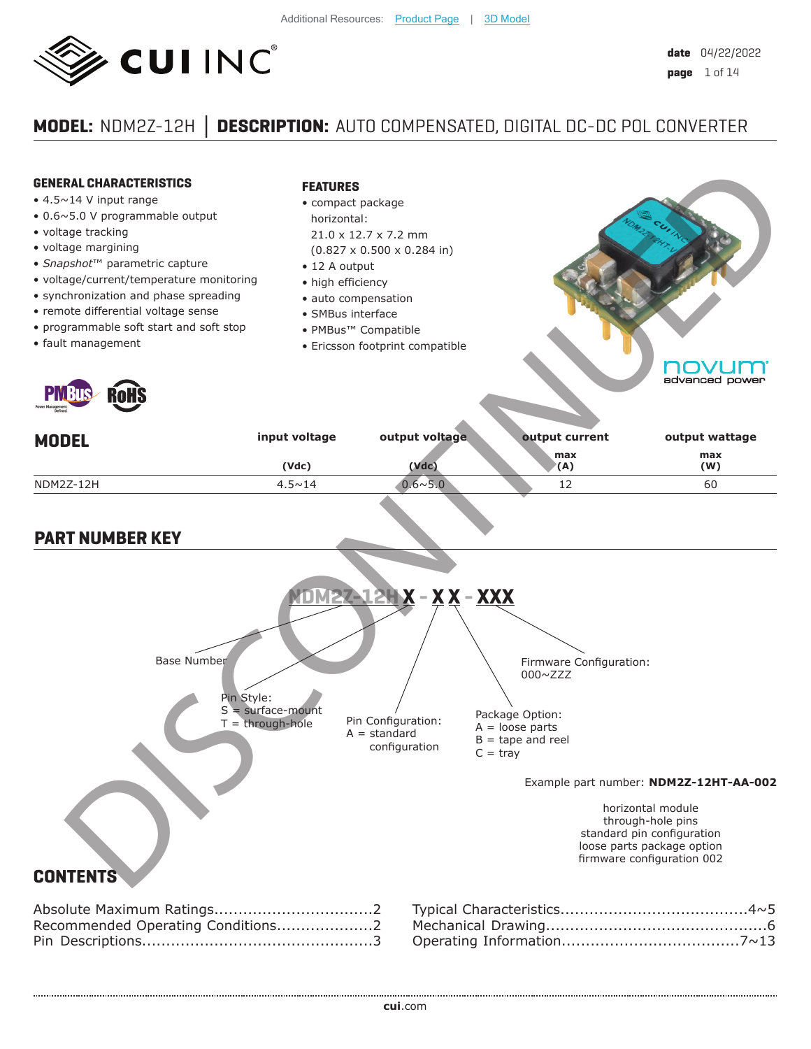Additional Resources: Product Page | 3D Model

**date** 04/22/2022

# MODEL: NDM2Z-12H │ DESCRIPTION: AUTO COMPENSATED, DIGITAL DC-DC POL CONVERTER

DISCONTINUED

## GENERAL CHARACTERISTICS

- 4.5~14 V input range
- 0.6~5.0 V programmable output
- voltage tracking
- voltage margining
- *Snapshot*™ parametric capture
- voltage/current/temperature monitoring
- synchronization and phase spreading
- remote differential voltage sense
- programmable soft start and soft stop
- fault management

## FEATURES

- compact package
  horizontal:
  21.0 x 12.7 x 7.2 mm
  (0.827 x 0.500 x 0.284 in)
- 12 A output
- high efficiency
- auto compensation
- SMBus interface
- PMBus™ Compatible
- Ericsson footprint compatible

novum advanced power

| MODEL | input voltage (Vdc) | output voltage (Vdc) | output current max (A) | output wattage max (W) |
|---|---|---|---|---|
| NDM2Z-12H | 4.5~14 | 0.6~5.0 | 12 | 60 |

## PART NUMBER KEY

NDM2Z-12H**X** - **X** **X** - **XXX**

- Base Number
- Pin Style:
  S = surface-mount
  T = through-hole
- Pin Configuration:
  A = standard configuration
- Package Option:
  A = loose parts
  B = tape and reel
  C = tray
- Firmware Configuration:
  000~ZZZ

Example part number: **NDM2Z-12HT-AA-002**

horizontal module
through-hole pins
standard pin configuration
loose parts package option
firmware configuration 002

## CONTENTS

Absolute Maximum Ratings.................................2
Recommended Operating Conditions....................2
Pin Descriptions...............................................3
Typical Characteristics.....................................4~5
Mechanical Drawing............................................6
Operating Information...................................7~13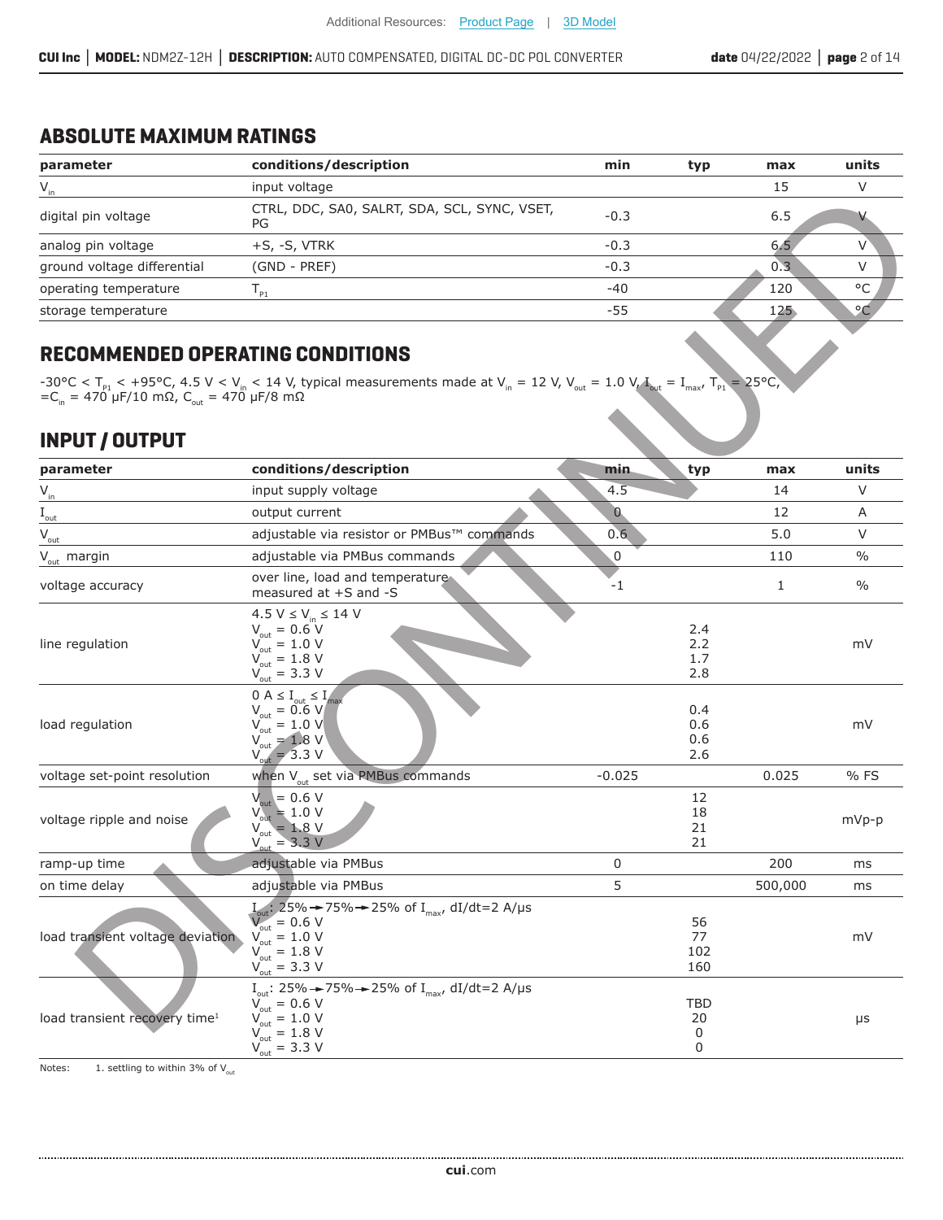## ABSOLUTE MAXIMUM RATINGS

| parameter | conditions/description | min | typ | max | units |
|---|---|---|---|---|---|
| $V_{in}$ | input voltage | | | 15 | V |
| digital pin voltage | CTRL, DDC, SA0, SALRT, SDA, SCL, SYNC, VSET, PG | -0.3 | | 6.5 | V |
| analog pin voltage | +S, -S, VTRK | -0.3 | | 6.5 | V |
| ground voltage differential | (GND - PREF) | -0.3 | | 0.3 | V |
| operating temperature | $T_{P1}$ | -40 | | 120 | °C |
| storage temperature | | -55 | | 125 | °C |

## RECOMMENDED OPERATING CONDITIONS

-30°C < $T_{P1}$ < +95°C, 4.5 V < $V_{in}$ < 14 V, typical measurements made at $V_{in}$ = 12 V, $V_{out}$ = 1.0 V, $I_{out}$ = $I_{max}$, $T_{P1}$ = 25°C, =$C_{in}$ = 470 μF/10 mΩ, $C_{out}$ = 470 μF/8 mΩ

## INPUT / OUTPUT

| parameter | conditions/description | min | typ | max | units |
|---|---|---|---|---|---|
| $V_{in}$ | input supply voltage | 4.5 | | 14 | V |
| $I_{out}$ | output current | 0 | | 12 | A |
| $V_{out}$ | adjustable via resistor or PMBus™ commands | 0.6 | | 5.0 | V |
| $V_{out}$ margin | adjustable via PMBus commands | 0 | | 110 | % |
| voltage accuracy | over line, load and temperature measured at +S and -S | -1 | | 1 | % |
| line regulation | 4.5 V ≤ $V_{in}$ ≤ 14 V<br>$V_{out}$ = 0.6 V<br>$V_{out}$ = 1.0 V<br>$V_{out}$ = 1.8 V<br>$V_{out}$ = 3.3 V | | <br>2.4<br>2.2<br>1.7<br>2.8 | | mV |
| load regulation | 0 A ≤ $I_{out}$ ≤ $I_{max}$<br>$V_{out}$ = 0.6 V<br>$V_{out}$ = 1.0 V<br>$V_{out}$ = 1.8 V<br>$V_{out}$ = 3.3 V | | <br>0.4<br>0.6<br>0.6<br>2.6 | | mV |
| voltage set-point resolution | when $V_{out}$ set via PMBus commands | -0.025 | | 0.025 | % FS |
| voltage ripple and noise | $V_{out}$ = 0.6 V<br>$V_{out}$ = 1.0 V<br>$V_{out}$ = 1.8 V<br>$V_{out}$ = 3.3 V | | 12<br>18<br>21<br>21 | | mVp-p |
| ramp-up time | adjustable via PMBus | 0 | | 200 | ms |
| on time delay | adjustable via PMBus | 5 | | 500,000 | ms |
| load transient voltage deviation | $I_{out}$: 25%→75%→25% of $I_{max}$, dI/dt=2 A/μs<br>$V_{out}$ = 0.6 V<br>$V_{out}$ = 1.0 V<br>$V_{out}$ = 1.8 V<br>$V_{out}$ = 3.3 V | | <br>56<br>77<br>102<br>160 | | mV |
| load transient recovery time[1] | $I_{out}$: 25%→75%→25% of $I_{max}$, dI/dt=2 A/μs<br>$V_{out}$ = 0.6 V<br>$V_{out}$ = 1.0 V<br>$V_{out}$ = 1.8 V<br>$V_{out}$ = 3.3 V | | <br>TBD<br>20<br>0<br>0 | | μs |

Notes: 1. settling to within 3% of $V_{out}$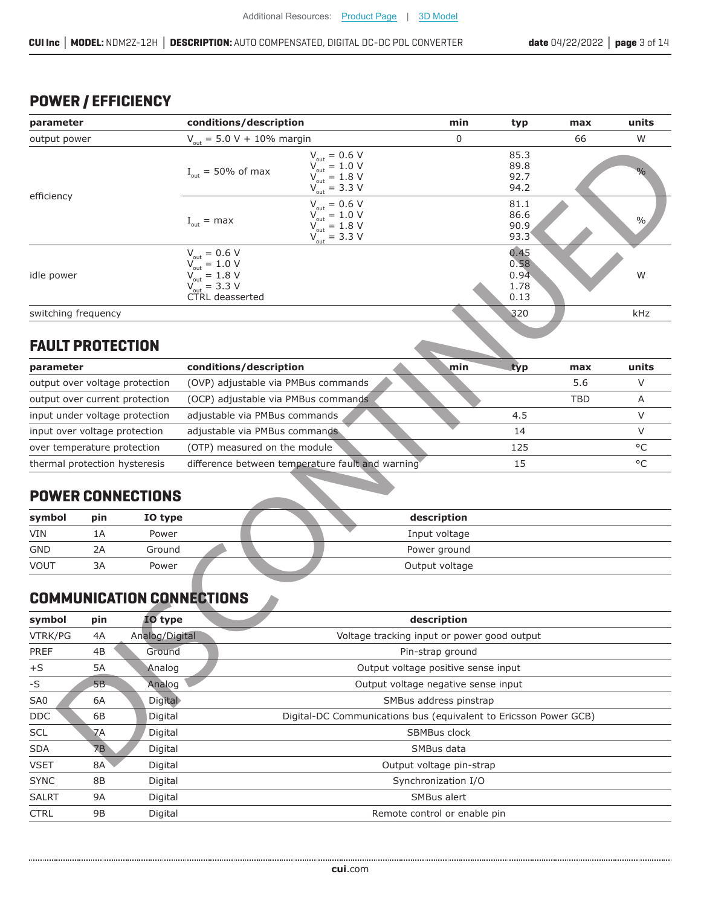## POWER / EFFICIENCY

| parameter | conditions/description | | min | typ | max | units |
|---|---|---|---|---|---|---|
| output power | $V_{out}$ = 5.0 V + 10% margin | | 0 | | 66 | W |
| efficiency | $I_{out}$ = 50% of max | $V_{out}$ = 0.6 V<br>$V_{out}$ = 1.0 V<br>$V_{out}$ = 1.8 V<br>$V_{out}$ = 3.3 V | | 85.3<br>89.8<br>92.7<br>94.2 | | % |
| | $I_{out}$ = max | $V_{out}$ = 0.6 V<br>$V_{out}$ = 1.0 V<br>$V_{out}$ = 1.8 V<br>$V_{out}$ = 3.3 V | | 81.1<br>86.6<br>90.9<br>93.3 | | % |
| idle power | $V_{out}$ = 0.6 V<br>$V_{out}$ = 1.0 V<br>$V_{out}$ = 1.8 V<br>$V_{out}$ = 3.3 V<br>CTRL deasserted | | | 0.45<br>0.58<br>0.94<br>1.78<br>0.13 | | W |
| switching frequency | | | | 320 | | kHz |

## FAULT PROTECTION

| parameter | conditions/description | min | typ | max | units |
|---|---|---|---|---|---|
| output over voltage protection | (OVP) adjustable via PMBus commands | | | 5.6 | V |
| output over current protection | (OCP) adjustable via PMBus commands | | | TBD | A |
| input under voltage protection | adjustable via PMBus commands | | 4.5 | | V |
| input over voltage protection | adjustable via PMBus commands | | 14 | | V |
| over temperature protection | (OTP) measured on the module | | 125 | | °C |
| thermal protection hysteresis | difference between temperature fault and warning | | 15 | | °C |

## POWER CONNECTIONS

| symbol | pin | IO type | description |
|---|---|---|---|
| VIN | 1A | Power | Input voltage |
| GND | 2A | Ground | Power ground |
| VOUT | 3A | Power | Output voltage |

## COMMUNICATION CONNECTIONS

| symbol | pin | IO type | description |
|---|---|---|---|
| VTRK/PG | 4A | Analog/Digital | Voltage tracking input or power good output |
| PREF | 4B | Ground | Pin-strap ground |
| +S | 5A | Analog | Output voltage positive sense input |
| -S | 5B | Analog | Output voltage negative sense input |
| SA0 | 6A | Digital | SMBus address pinstrap |
| DDC | 6B | Digital | Digital-DC Communications bus (equivalent to Ericsson Power GCB) |
| SCL | 7A | Digital | SBMBus clock |
| SDA | 7B | Digital | SMBus data |
| VSET | 8A | Digital | Output voltage pin-strap |
| SYNC | 8B | Digital | Synchronization I/O |
| SALRT | 9A | Digital | SMBus alert |
| CTRL | 9B | Digital | Remote control or enable pin |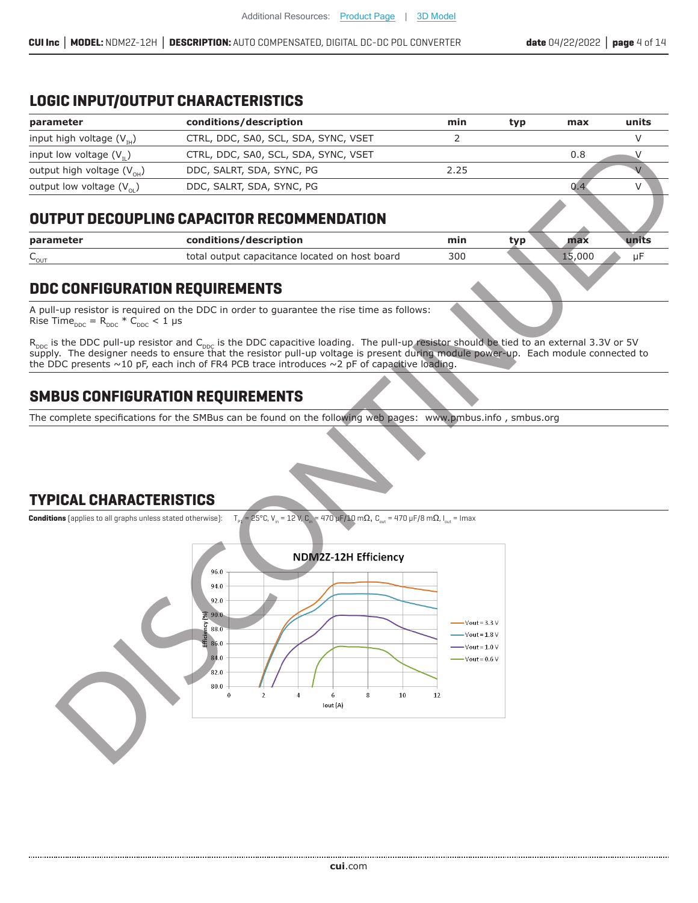## LOGIC INPUT/OUTPUT CHARACTERISTICS

| parameter | conditions/description | min | typ | max | units |
|---|---|---|---|---|---|
| input high voltage ($V_{IH}$) | CTRL, DDC, SA0, SCL, SDA, SYNC, VSET | 2 | | | V |
| input low voltage ($V_{IL}$) | CTRL, DDC, SA0, SCL, SDA, SYNC, VSET | | | 0.8 | V |
| output high voltage ($V_{OH}$) | DDC, SALRT, SDA, SYNC, PG | 2.25 | | | V |
| output low voltage ($V_{OL}$) | DDC, SALRT, SDA, SYNC, PG | | | 0.4 | V |

## OUTPUT DECOUPLING CAPACITOR RECOMMENDATION

| parameter | conditions/description | min | typ | max | units |
|---|---|---|---|---|---|
| $C_{OUT}$ | total output capacitance located on host board | 300 | | 15,000 | µF |

## DDC CONFIGURATION REQUIREMENTS

A pull-up resistor is required on the DDC in order to guarantee the rise time as follows:

Rise Time$_{DDC}$ = $R_{DDC}$ * $C_{DDC}$ < 1 µs

$R_{DDC}$ is the DDC pull-up resistor and $C_{DDC}$ is the DDC capacitive loading. The pull-up resistor should be tied to an external 3.3V or 5V supply. The designer needs to ensure that the resistor pull-up voltage is present during module power-up. Each module connected to the DDC presents ~10 pF, each inch of FR4 PCB trace introduces ~2 pF of capacitive loading.

## SMBUS CONFIGURATION REQUIREMENTS

The complete specifications for the SMBus can be found on the following web pages: www.pmbus.info , smbus.org

## TYPICAL CHARACTERISTICS

**Conditions** (applies to all graphs unless stated otherwise): $T_{P1}$ = 25°C, $V_{in}$ = 12 V, $C_{in}$ = 470 µF/10 mΩ, $C_{out}$ = 470 µF/8 mΩ, $I_{out}$ = Imax

NDM2Z-12H Efficiency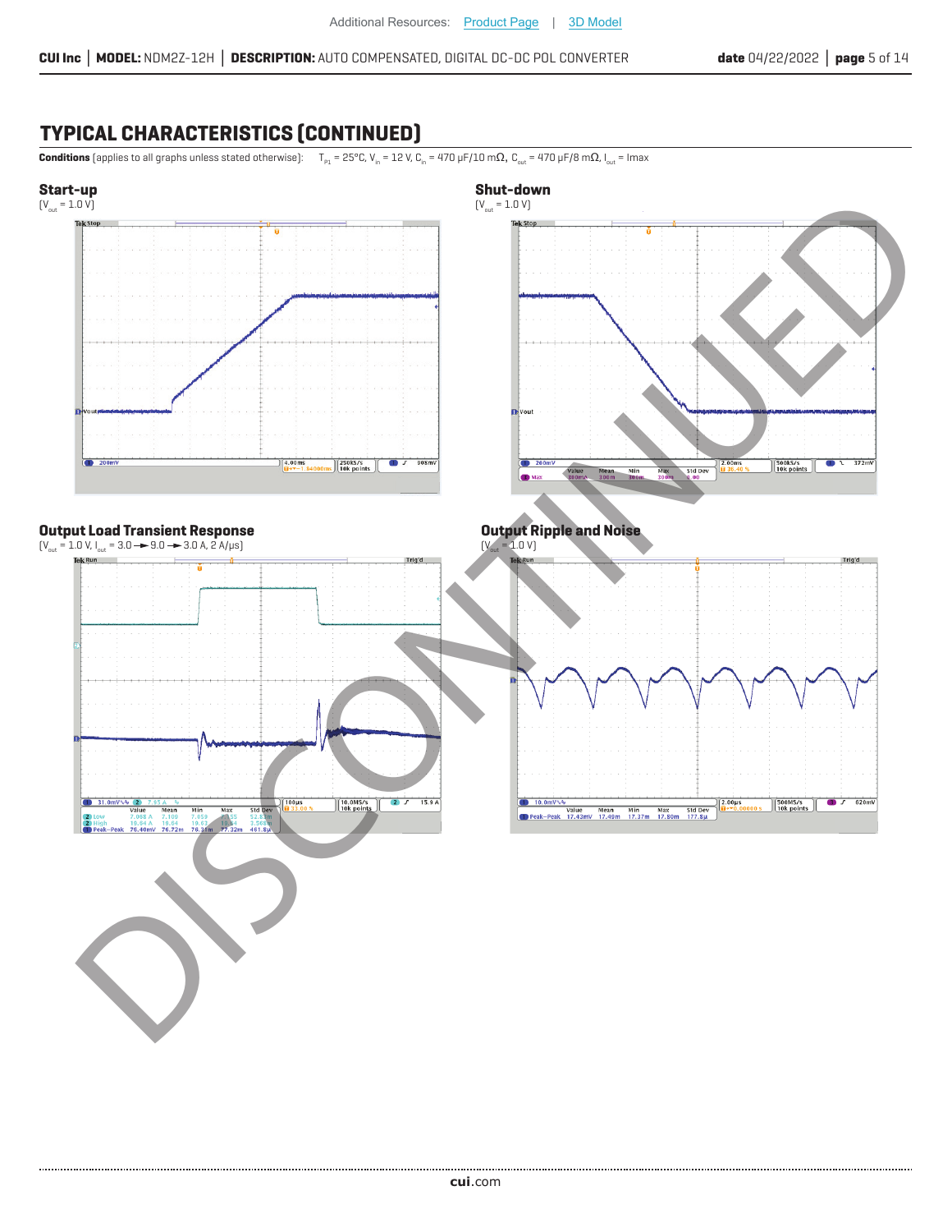## TYPICAL CHARACTERISTICS (CONTINUED)

**Conditions** (applies to all graphs unless stated otherwise): $T_{P1}$ = 25°C, $V_{in}$ = 12 V, $C_{in}$ = 470 µF/10 mΩ, $C_{out}$ = 470 µF/8 mΩ, $I_{out}$ = Imax

### Start-up

($V_{out}$ = 1.0 V)

### Shut-down

($V_{out}$ = 1.0 V)

### Output Load Transient Response

($V_{out}$ = 1.0 V, $I_{out}$ = 3.0 → 9.0 → 3.0 A, 2 A/µs)

### Output Ripple and Noise

($V_{out}$ = 1.0 V)

DISCONTINUED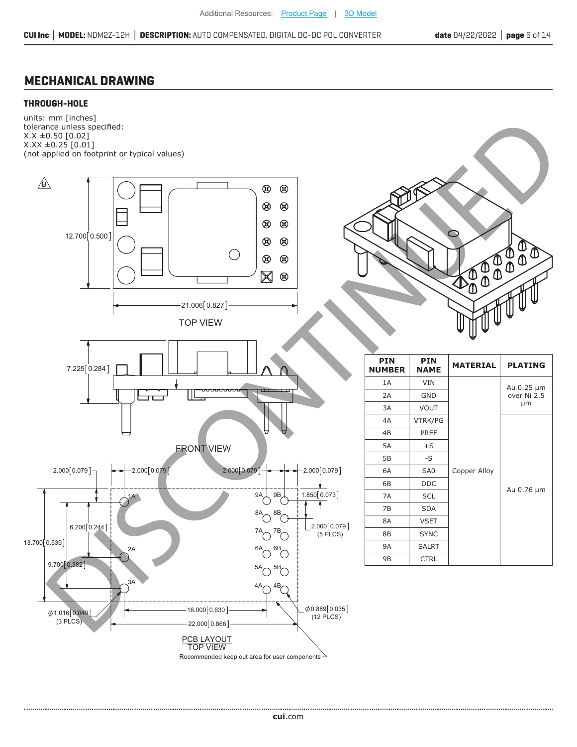## MECHANICAL DRAWING

### THROUGH-HOLE

units: mm [inches]
tolerance unless specified:
X.X ±0.50 [0.02]
X.XX ±0.25 [0.01]
(not applied on footprint or typical values)

TOP VIEW

12.700[0.500]

21.006[0.827]

FRONT VIEW

7.225[0.284]

PCB LAYOUT
TOP VIEW

2.000[0.079] 2.000[0.079] 2.000[0.079] 2.000[0.079]

1.850[0.073]

2.000[0.079] (5 PLCS)

6.200[0.244]

13.700[0.539]

9.700[0.382]

⌀1.016[0.040] (3 PLCS)

16.000[0.630]

22.000[0.866]

⌀0.889[0.035] (12 PLCS)

Recommended keep out area for user components

| PIN NUMBER | PIN NAME | MATERIAL | PLATING |
|---|---|---|---|
| 1A | VIN | Copper Alloy | Au 0.25 µm over Ni 2.5 µm |
| 2A | GND | | |
| 3A | VOUT | | |
| 4A | VTRK/PG | | Au 0.76 µm |
| 4B | PREF | | |
| 5A | +S | | |
| 5B | -S | | |
| 6A | SA0 | | |
| 6B | DDC | | |
| 7A | SCL | | |
| 7B | SDA | | |
| 8A | VSET | | |
| 8B | SYNC | | |
| 9A | SALRT | | |
| 9B | CTRL | | |

DISCONTINUED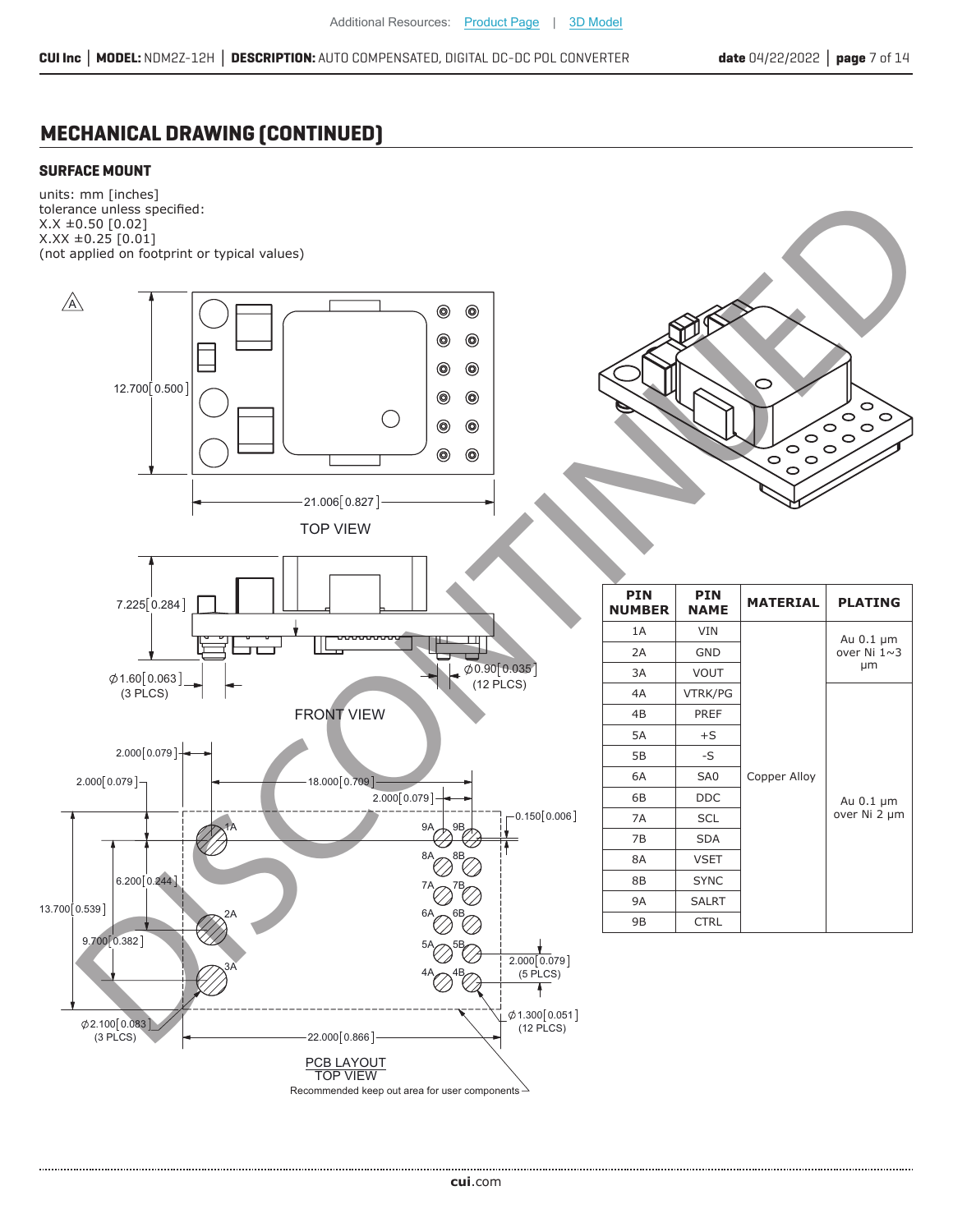## MECHANICAL DRAWING (CONTINUED)

### SURFACE MOUNT

units: mm [inches]
tolerance unless specified:
X.X ±0.50 [0.02]
X.XX ±0.25 [0.01]
(not applied on footprint or typical values)

TOP VIEW

FRONT VIEW

PCB LAYOUT
TOP VIEW

Recommended keep out area for user components

| PIN NUMBER | PIN NAME | MATERIAL | PLATING |
|---|---|---|---|
| 1A | VIN | Copper Alloy | Au 0.1 μm over Ni 1~3 μm |
| 2A | GND | | |
| 3A | VOUT | | |
| 4A | VTRK/PG | | Au 0.1 μm over Ni 2 μm |
| 4B | PREF | | |
| 5A | +S | | |
| 5B | -S | | |
| 6A | SA0 | | |
| 6B | DDC | | |
| 7A | SCL | | |
| 7B | SDA | | |
| 8A | VSET | | |
| 8B | SYNC | | |
| 9A | SALRT | | |
| 9B | CTRL | | |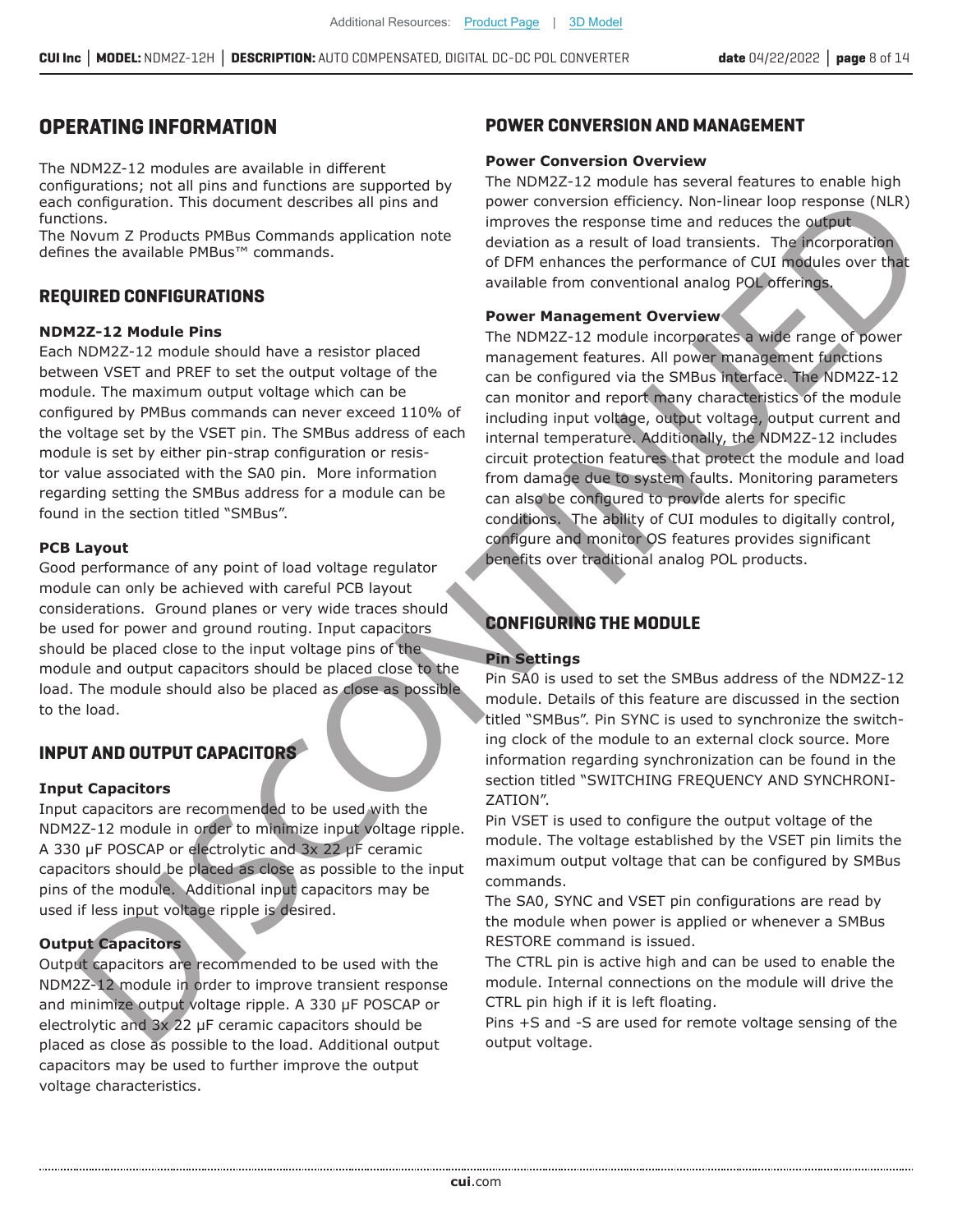## OPERATING INFORMATION

The NDM2Z-12 modules are available in different configurations; not all pins and functions are supported by each configuration. This document describes all pins and functions.
The Novum Z Products PMBus Commands application note defines the available PMBus™ commands.

## REQUIRED CONFIGURATIONS

**NDM2Z-12 Module Pins**

Each NDM2Z-12 module should have a resistor placed between VSET and PREF to set the output voltage of the module. The maximum output voltage which can be configured by PMBus commands can never exceed 110% of the voltage set by the VSET pin. The SMBus address of each module is set by either pin-strap configuration or resistor value associated with the SA0 pin. More information regarding setting the SMBus address for a module can be found in the section titled "SMBus".

**PCB Layout**

Good performance of any point of load voltage regulator module can only be achieved with careful PCB layout considerations. Ground planes or very wide traces should be used for power and ground routing. Input capacitors should be placed close to the input voltage pins of the module and output capacitors should be placed close to the load. The module should also be placed as close as possible to the load.

## INPUT AND OUTPUT CAPACITORS

**Input Capacitors**

Input capacitors are recommended to be used with the NDM2Z-12 module in order to minimize input voltage ripple. A 330 μF POSCAP or electrolytic and 3x 22 μF ceramic capacitors should be placed as close as possible to the input pins of the module. Additional input capacitors may be used if less input voltage ripple is desired.

**Output Capacitors**

Output capacitors are recommended to be used with the NDM2Z-12 module in order to improve transient response and minimize output voltage ripple. A 330 μF POSCAP or electrolytic and 3x 22 μF ceramic capacitors should be placed as close as possible to the load. Additional output capacitors may be used to further improve the output voltage characteristics.

## POWER CONVERSION AND MANAGEMENT

**Power Conversion Overview**

The NDM2Z-12 module has several features to enable high power conversion efficiency. Non-linear loop response (NLR) improves the response time and reduces the output deviation as a result of load transients. The incorporation of DFM enhances the performance of CUI modules over that available from conventional analog POL offerings.

**Power Management Overview**

The NDM2Z-12 module incorporates a wide range of power management features. All power management functions can be configured via the SMBus interface. The NDM2Z-12 can monitor and report many characteristics of the module including input voltage, output voltage, output current and internal temperature. Additionally, the NDM2Z-12 includes circuit protection features that protect the module and load from damage due to system faults. Monitoring parameters can also be configured to provide alerts for specific conditions. The ability of CUI modules to digitally control, configure and monitor OS features provides significant benefits over traditional analog POL products.

## CONFIGURING THE MODULE

**Pin Settings**

Pin SA0 is used to set the SMBus address of the NDM2Z-12 module. Details of this feature are discussed in the section titled "SMBus". Pin SYNC is used to synchronize the switching clock of the module to an external clock source. More information regarding synchronization can be found in the section titled "SWITCHING FREQUENCY AND SYNCHRONIZATION".

Pin VSET is used to configure the output voltage of the module. The voltage established by the VSET pin limits the maximum output voltage that can be configured by SMBus commands.

The SA0, SYNC and VSET pin configurations are read by the module when power is applied or whenever a SMBus RESTORE command is issued.

The CTRL pin is active high and can be used to enable the module. Internal connections on the module will drive the CTRL pin high if it is left floating.

Pins +S and -S are used for remote voltage sensing of the output voltage.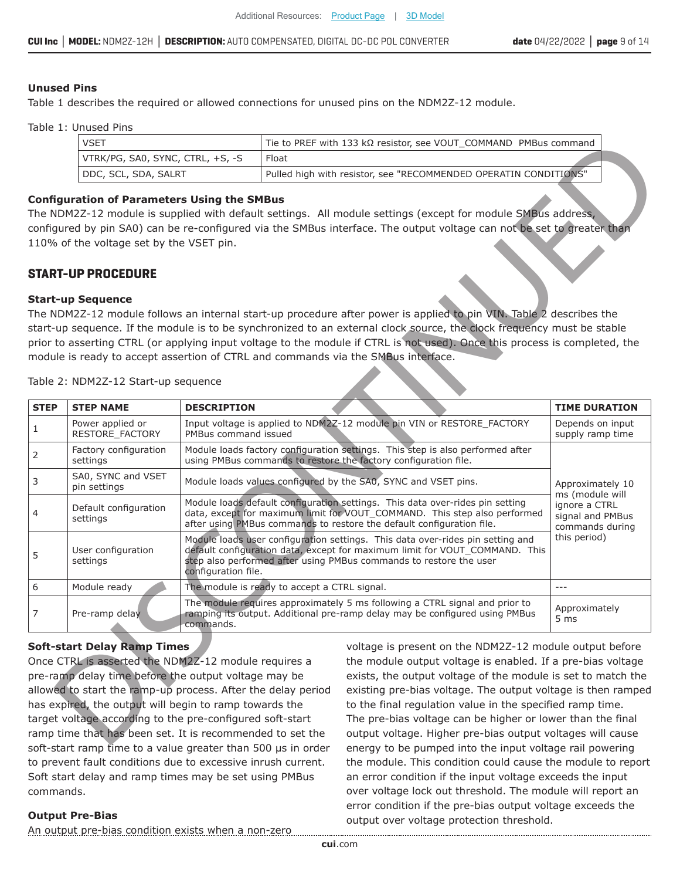### Unused Pins

Table 1 describes the required or allowed connections for unused pins on the NDM2Z-12 module.

Table 1: Unused Pins

| | |
|---|---|
| VSET | Tie to PREF with 133 kΩ resistor, see VOUT_COMMAND PMBus command |
| VTRK/PG, SA0, SYNC, CTRL, +S, -S | Float |
| DDC, SCL, SDA, SALRT | Pulled high with resistor, see "RECOMMENDED OPERATIN CONDITIONS" |

### Configuration of Parameters Using the SMBus

The NDM2Z-12 module is supplied with default settings. All module settings (except for module SMBus address, configured by pin SA0) can be re-configured via the SMBus interface. The output voltage can not be set to greater than 110% of the voltage set by the VSET pin.

## START-UP PROCEDURE

### Start-up Sequence

The NDM2Z-12 module follows an internal start-up procedure after power is applied to pin VIN. Table 2 describes the start-up sequence. If the module is to be synchronized to an external clock source, the clock frequency must be stable prior to asserting CTRL (or applying input voltage to the module if CTRL is not used). Once this process is completed, the module is ready to accept assertion of CTRL and commands via the SMBus interface.

Table 2: NDM2Z-12 Start-up sequence

| STEP | STEP NAME | DESCRIPTION | TIME DURATION |
|---|---|---|---|
| 1 | Power applied or RESTORE_FACTORY | Input voltage is applied to NDM2Z-12 module pin VIN or RESTORE_FACTORY PMBus command issued | Depends on input supply ramp time |
| 2 | Factory configuration settings | Module loads factory configuration settings. This step is also performed after using PMBus commands to restore the factory configuration file. | Approximately 10 ms (module will ignore a CTRL signal and PMBus commands during this period) |
| 3 | SA0, SYNC and VSET pin settings | Module loads values configured by the SA0, SYNC and VSET pins. | |
| 4 | Default configuration settings | Module loads default configuration settings. This data over-rides pin setting data, except for maximum limit for VOUT_COMMAND. This step also performed after using PMBus commands to restore the default configuration file. | |
| 5 | User configuration settings | Module loads user configuration settings. This data over-rides pin setting and default configuration data, except for maximum limit for VOUT_COMMAND. This step also performed after using PMBus commands to restore the user configuration file. | |
| 6 | Module ready | The module is ready to accept a CTRL signal. | --- |
| 7 | Pre-ramp delay | The module requires approximately 5 ms following a CTRL signal and prior to ramping its output. Additional pre-ramp delay may be configured using PMBus commands. | Approximately 5 ms |

### Soft-start Delay Ramp Times

Once CTRL is asserted the NDM2Z-12 module requires a pre-ramp delay time before the output voltage may be allowed to start the ramp-up process. After the delay period has expired, the output will begin to ramp towards the target voltage according to the pre-configured soft-start ramp time that has been set. It is recommended to set the soft-start ramp time to a value greater than 500 μs in order to prevent fault conditions due to excessive inrush current. Soft start delay and ramp times may be set using PMBus commands.

### Output Pre-Bias

An output pre-bias condition exists when a non-zero voltage is present on the NDM2Z-12 module output before the module output voltage is enabled. If a pre-bias voltage exists, the output voltage of the module is set to match the existing pre-bias voltage. The output voltage is then ramped to the final regulation value in the specified ramp time. The pre-bias voltage can be higher or lower than the final output voltage. Higher pre-bias output voltages will cause energy to be pumped into the input voltage rail powering the module. This condition could cause the module to report an error condition if the input voltage exceeds the input over voltage lock out threshold. The module will report an error condition if the pre-bias output voltage exceeds the output over voltage protection threshold.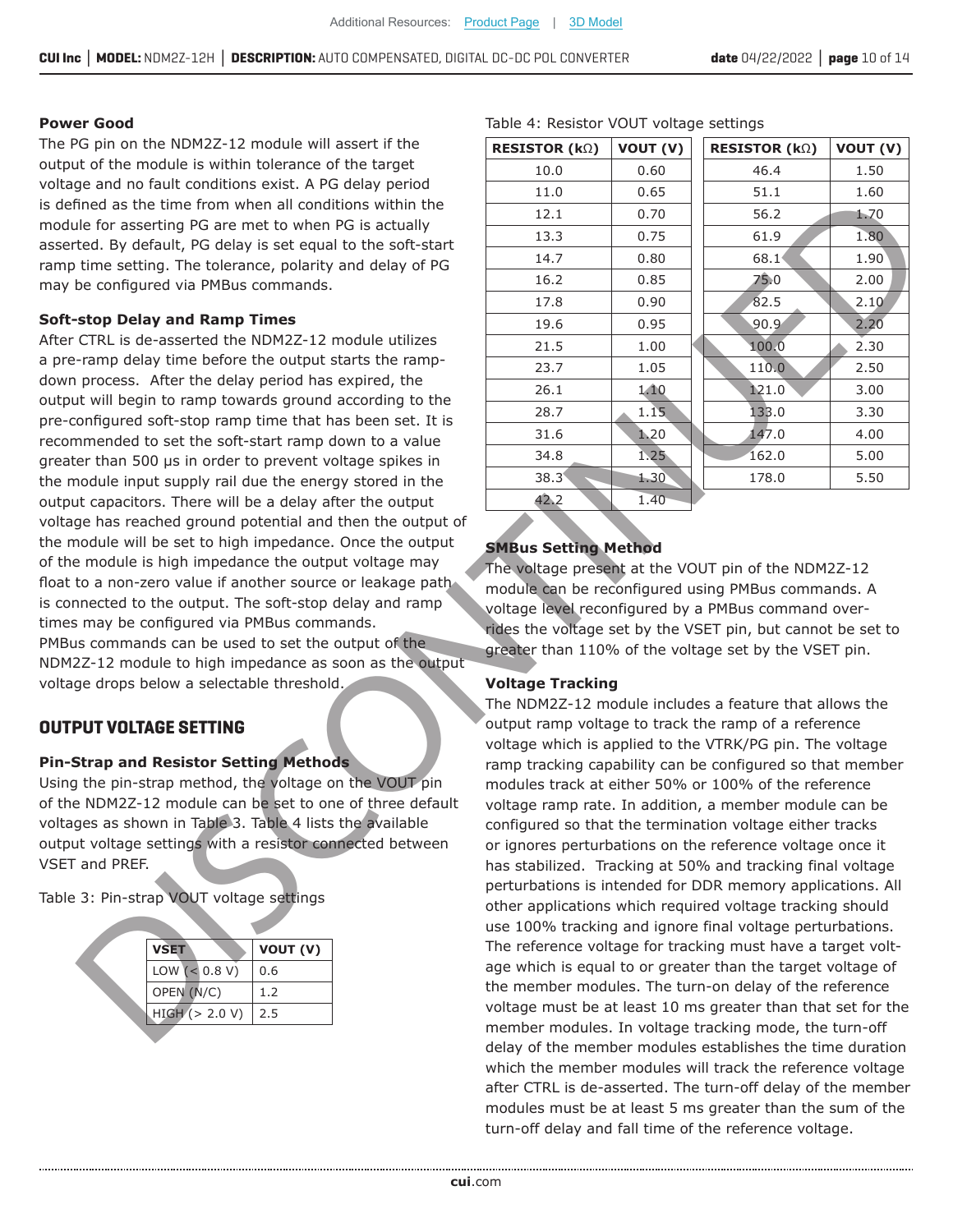### Power Good

The PG pin on the NDM2Z-12 module will assert if the output of the module is within tolerance of the target voltage and no fault conditions exist. A PG delay period is defined as the time from when all conditions within the module for asserting PG are met to when PG is actually asserted. By default, PG delay is set equal to the soft-start ramp time setting. The tolerance, polarity and delay of PG may be configured via PMBus commands.

### Soft-stop Delay and Ramp Times

After CTRL is de-asserted the NDM2Z-12 module utilizes a pre-ramp delay time before the output starts the ramp-down process. After the delay period has expired, the output will begin to ramp towards ground according to the pre-configured soft-stop ramp time that has been set. It is recommended to set the soft-start ramp down to a value greater than 500 μs in order to prevent voltage spikes in the module input supply rail due the energy stored in the output capacitors. There will be a delay after the output voltage has reached ground potential and then the output of the module will be set to high impedance. Once the output of the module is high impedance the output voltage may float to a non-zero value if another source or leakage path is connected to the output. The soft-stop delay and ramp times may be configured via PMBus commands.
PMBus commands can be used to set the output of the NDM2Z-12 module to high impedance as soon as the output voltage drops below a selectable threshold.

## OUTPUT VOLTAGE SETTING

### Pin-Strap and Resistor Setting Methods

Using the pin-strap method, the voltage on the VOUT pin of the NDM2Z-12 module can be set to one of three default voltages as shown in Table 3. Table 4 lists the available output voltage settings with a resistor connected between VSET and PREF.

Table 3: Pin-strap VOUT voltage settings

| VSET | VOUT (V) |
|---|---|
| LOW (< 0.8 V) | 0.6 |
| OPEN (N/C) | 1.2 |
| HIGH (> 2.0 V) | 2.5 |

Table 4: Resistor VOUT voltage settings

| RESISTOR (kΩ) | VOUT (V) | RESISTOR (kΩ) | VOUT (V) |
|---|---|---|---|
| 10.0 | 0.60 | 46.4 | 1.50 |
| 11.0 | 0.65 | 51.1 | 1.60 |
| 12.1 | 0.70 | 56.2 | 1.70 |
| 13.3 | 0.75 | 61.9 | 1.80 |
| 14.7 | 0.80 | 68.1 | 1.90 |
| 16.2 | 0.85 | 75.0 | 2.00 |
| 17.8 | 0.90 | 82.5 | 2.10 |
| 19.6 | 0.95 | 90.9 | 2.20 |
| 21.5 | 1.00 | 100.0 | 2.30 |
| 23.7 | 1.05 | 110.0 | 2.50 |
| 26.1 | 1.10 | 121.0 | 3.00 |
| 28.7 | 1.15 | 133.0 | 3.30 |
| 31.6 | 1.20 | 147.0 | 4.00 |
| 34.8 | 1.25 | 162.0 | 5.00 |
| 38.3 | 1.30 | 178.0 | 5.50 |
| 42.2 | 1.40 | | |

### SMBus Setting Method

The voltage present at the VOUT pin of the NDM2Z-12 module can be reconfigured using PMBus commands. A voltage level reconfigured by a PMBus command over-rides the voltage set by the VSET pin, but cannot be set to greater than 110% of the voltage set by the VSET pin.

### Voltage Tracking

The NDM2Z-12 module includes a feature that allows the output ramp voltage to track the ramp of a reference voltage which is applied to the VTRK/PG pin. The voltage ramp tracking capability can be configured so that member modules track at either 50% or 100% of the reference voltage ramp rate. In addition, a member module can be configured so that the termination voltage either tracks or ignores perturbations on the reference voltage once it has stabilized. Tracking at 50% and tracking final voltage perturbations is intended for DDR memory applications. All other applications which required voltage tracking should use 100% tracking and ignore final voltage perturbations. The reference voltage for tracking must have a target voltage which is equal to or greater than the target voltage of the member modules. The turn-on delay of the reference voltage must be at least 10 ms greater than that set for the member modules. In voltage tracking mode, the turn-off delay of the member modules establishes the time duration which the member modules will track the reference voltage after CTRL is de-asserted. The turn-off delay of the member modules must be at least 5 ms greater than the sum of the turn-off delay and fall time of the reference voltage.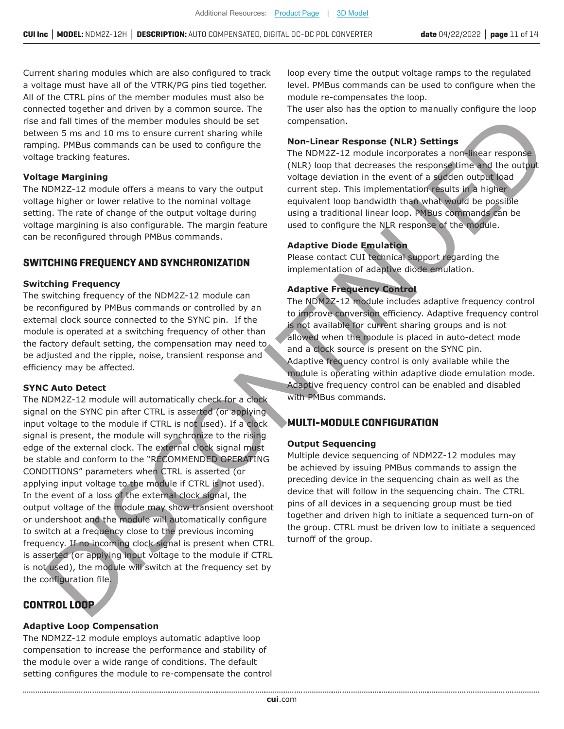Current sharing modules which are also configured to track a voltage must have all of the VTRK/PG pins tied together. All of the CTRL pins of the member modules must also be connected together and driven by a common source. The rise and fall times of the member modules should be set between 5 ms and 10 ms to ensure current sharing while ramping. PMBus commands can be used to configure the voltage tracking features.

### Voltage Margining

The NDM2Z-12 module offers a means to vary the output voltage higher or lower relative to the nominal voltage setting. The rate of change of the output voltage during voltage margining is also configurable. The margin feature can be reconfigured through PMBus commands.

## SWITCHING FREQUENCY AND SYNCHRONIZATION

### Switching Frequency

The switching frequency of the NDM2Z-12 module can be reconfigured by PMBus commands or controlled by an external clock source connected to the SYNC pin. If the module is operated at a switching frequency of other than the factory default setting, the compensation may need to be adjusted and the ripple, noise, transient response and efficiency may be affected.

### SYNC Auto Detect

The NDM2Z-12 module will automatically check for a clock signal on the SYNC pin after CTRL is asserted (or applying input voltage to the module if CTRL is not used). If a clock signal is present, the module will synchronize to the rising edge of the external clock. The external clock signal must be stable and conform to the "RECOMMENDED OPERATING CONDITIONS" parameters when CTRL is asserted (or applying input voltage to the module if CTRL is not used). In the event of a loss of the external clock signal, the output voltage of the module may show transient overshoot or undershoot and the module will automatically configure to switch at a frequency close to the previous incoming frequency. If no incoming clock signal is present when CTRL is asserted (or applying input voltage to the module if CTRL is not used), the module will switch at the frequency set by the configuration file.

## CONTROL LOOP

### Adaptive Loop Compensation

The NDM2Z-12 module employs automatic adaptive loop compensation to increase the performance and stability of the module over a wide range of conditions. The default setting configures the module to re-compensate the control loop every time the output voltage ramps to the regulated level. PMBus commands can be used to configure when the module re-compensates the loop.
The user also has the option to manually configure the loop compensation.

### Non-Linear Response (NLR) Settings

The NDM2Z-12 module incorporates a non-linear response (NLR) loop that decreases the response time and the output voltage deviation in the event of a sudden output load current step. This implementation results in a higher equivalent loop bandwidth than what would be possible using a traditional linear loop. PMBus commands can be used to configure the NLR response of the module.

### Adaptive Diode Emulation

Please contact CUI technical support regarding the implementation of adaptive diode emulation.

### Adaptive Frequency Control

The NDM2Z-12 module includes adaptive frequency control to improve conversion efficiency. Adaptive frequency control is not available for current sharing groups and is not allowed when the module is placed in auto-detect mode and a clock source is present on the SYNC pin.
Adaptive frequency control is only available while the module is operating within adaptive diode emulation mode. Adaptive frequency control can be enabled and disabled with PMBus commands.

## MULTI-MODULE CONFIGURATION

### Output Sequencing

Multiple device sequencing of NDM2Z-12 modules may be achieved by issuing PMBus commands to assign the preceding device in the sequencing chain as well as the device that will follow in the sequencing chain. The CTRL pins of all devices in a sequencing group must be tied together and driven high to initiate a sequenced turn-on of the group. CTRL must be driven low to initiate a sequenced turnoff of the group.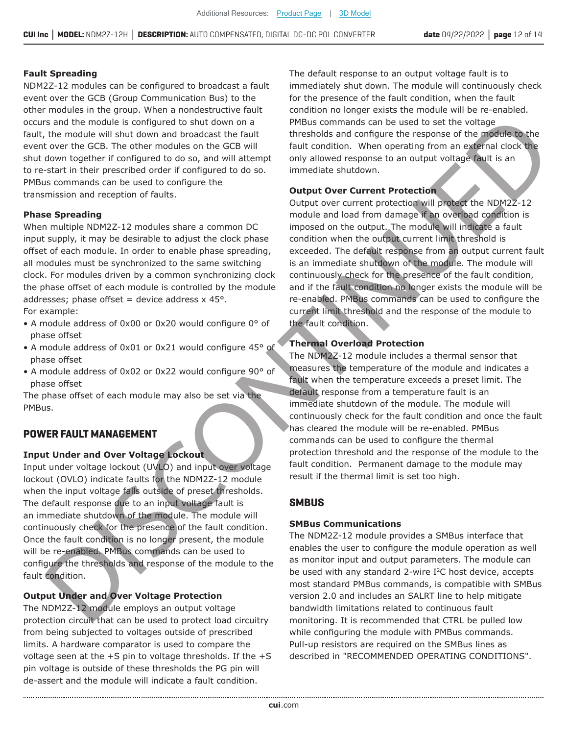### Fault Spreading

NDM2Z-12 modules can be configured to broadcast a fault event over the GCB (Group Communication Bus) to the other modules in the group. When a nondestructive fault occurs and the module is configured to shut down on a fault, the module will shut down and broadcast the fault event over the GCB. The other modules on the GCB will shut down together if configured to do so, and will attempt to re-start in their prescribed order if configured to do so. PMBus commands can be used to configure the transmission and reception of faults.

### Phase Spreading

When multiple NDM2Z-12 modules share a common DC input supply, it may be desirable to adjust the clock phase offset of each module. In order to enable phase spreading, all modules must be synchronized to the same switching clock. For modules driven by a common synchronizing clock the phase offset of each module is controlled by the module addresses; phase offset = device address x 45°.
For example:

- A module address of 0x00 or 0x20 would configure 0° of phase offset
- A module address of 0x01 or 0x21 would configure 45° of phase offset
- A module address of 0x02 or 0x22 would configure 90° of phase offset

The phase offset of each module may also be set via the PMBus.

## POWER FAULT MANAGEMENT

### Input Under and Over Voltage Lockout

Input under voltage lockout (UVLO) and input over voltage lockout (OVLO) indicate faults for the NDM2Z-12 module when the input voltage falls outside of preset thresholds. The default response due to an input voltage fault is an immediate shutdown of the module. The module will continuously check for the presence of the fault condition. Once the fault condition is no longer present, the module will be re-enabled. PMBus commands can be used to configure the thresholds and response of the module to the fault condition.

### Output Under and Over Voltage Protection

The NDM2Z-12 module employs an output voltage protection circuit that can be used to protect load circuitry from being subjected to voltages outside of prescribed limits. A hardware comparator is used to compare the voltage seen at the +S pin to voltage thresholds. If the +S pin voltage is outside of these thresholds the PG pin will de-assert and the module will indicate a fault condition.

The default response to an output voltage fault is to immediately shut down. The module will continuously check for the presence of the fault condition, when the fault condition no longer exists the module will be re-enabled. PMBus commands can be used to set the voltage thresholds and configure the response of the module to the fault condition. When operating from an external clock the only allowed response to an output voltage fault is an immediate shutdown.

### Output Over Current Protection

Output over current protection will protect the NDM2Z-12 module and load from damage if an overload condition is imposed on the output. The module will indicate a fault condition when the output current limit threshold is exceeded. The default response from an output current fault is an immediate shutdown of the module. The module will continuously check for the presence of the fault condition, and if the fault condition no longer exists the module will be re-enabled. PMBus commands can be used to configure the current limit threshold and the response of the module to the fault condition.

### Thermal Overload Protection

The NDM2Z-12 module includes a thermal sensor that measures the temperature of the module and indicates a fault when the temperature exceeds a preset limit. The default response from a temperature fault is an immediate shutdown of the module. The module will continuously check for the fault condition and once the fault has cleared the module will be re-enabled. PMBus commands can be used to configure the thermal protection threshold and the response of the module to the fault condition. Permanent damage to the module may result if the thermal limit is set too high.

## SMBUS

### SMBus Communications

The NDM2Z-12 module provides a SMBus interface that enables the user to configure the module operation as well as monitor input and output parameters. The module can be used with any standard 2-wire I$^2$C host device, accepts most standard PMBus commands, is compatible with SMBus version 2.0 and includes an SALRT line to help mitigate bandwidth limitations related to continuous fault monitoring. It is recommended that CTRL be pulled low while configuring the module with PMBus commands. Pull-up resistors are required on the SMBus lines as described in "RECOMMENDED OPERATING CONDITIONS".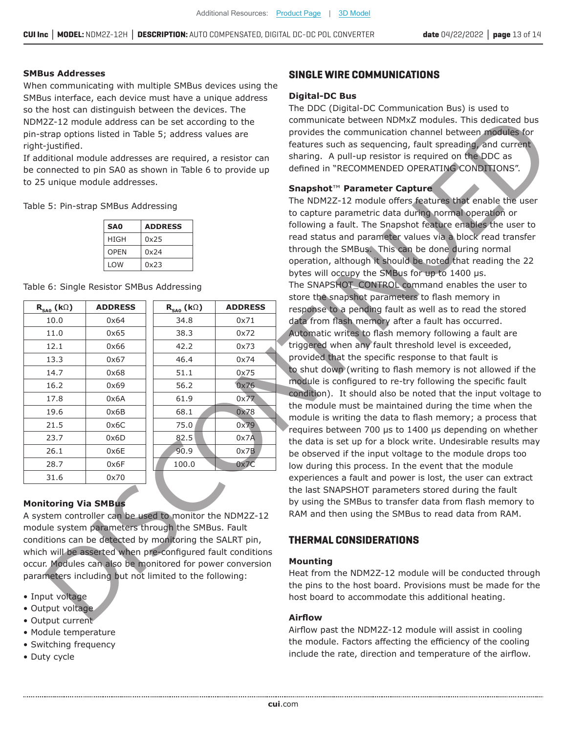### SMBus Addresses

When communicating with multiple SMBus devices using the SMBus interface, each device must have a unique address so the host can distinguish between the devices. The NDM2Z-12 module address can be set according to the pin-strap options listed in Table 5; address values are right-justified.

If additional module addresses are required, a resistor can be connected to pin SA0 as shown in Table 6 to provide up to 25 unique module addresses.

Table 5: Pin-strap SMBus Addressing

| SA0 | ADDRESS |
|---|---|
| HIGH | 0x25 |
| OPEN | 0x24 |
| LOW | 0x23 |

Table 6: Single Resistor SMBus Addressing

| $R_{SA0}$ (kΩ) | ADDRESS | $R_{SA0}$ (kΩ) | ADDRESS |
|---|---|---|---|
| 10.0 | 0x64 | 34.8 | 0x71 |
| 11.0 | 0x65 | 38.3 | 0x72 |
| 12.1 | 0x66 | 42.2 | 0x73 |
| 13.3 | 0x67 | 46.4 | 0x74 |
| 14.7 | 0x68 | 51.1 | 0x75 |
| 16.2 | 0x69 | 56.2 | 0x76 |
| 17.8 | 0x6A | 61.9 | 0x77 |
| 19.6 | 0x6B | 68.1 | 0x78 |
| 21.5 | 0x6C | 75.0 | 0x79 |
| 23.7 | 0x6D | 82.5 | 0x7A |
| 26.1 | 0x6E | 90.9 | 0x7B |
| 28.7 | 0x6F | 100.0 | 0x7C |
| 31.6 | 0x70 | | |

### Monitoring Via SMBus

A system controller can be used to monitor the NDM2Z-12 module system parameters through the SMBus. Fault conditions can be detected by monitoring the SALRT pin, which will be asserted when pre-configured fault conditions occur. Modules can also be monitored for power conversion parameters including but not limited to the following:

- Input voltage
- Output voltage
- Output current
- Module temperature
- Switching frequency
- Duty cycle

## SINGLE WIRE COMMUNICATIONS

### Digital-DC Bus

The DDC (Digital-DC Communication Bus) is used to communicate between NDMxZ modules. This dedicated bus provides the communication channel between modules for features such as sequencing, fault spreading, and current sharing. A pull-up resistor is required on the DDC as defined in "RECOMMENDED OPERATING CONDITIONS".

### Snapshot™ Parameter Capture

The NDM2Z-12 module offers features that enable the user to capture parametric data during normal operation or following a fault. The Snapshot feature enables the user to read status and parameter values via a block read transfer through the SMBus. This can be done during normal operation, although it should be noted that reading the 22 bytes will occupy the SMBus for up to 1400 μs.

The SNAPSHOT_CONTROL command enables the user to store the snapshot parameters to flash memory in response to a pending fault as well as to read the stored data from flash memory after a fault has occurred. Automatic writes to flash memory following a fault are triggered when any fault threshold level is exceeded, provided that the specific response to that fault is to shut down (writing to flash memory is not allowed if the module is configured to re-try following the specific fault condition). It should also be noted that the input voltage to the module must be maintained during the time when the module is writing the data to flash memory; a process that requires between 700 μs to 1400 μs depending on whether the data is set up for a block write. Undesirable results may be observed if the input voltage to the module drops too low during this process. In the event that the module experiences a fault and power is lost, the user can extract the last SNAPSHOT parameters stored during the fault by using the SMBus to transfer data from flash memory to RAM and then using the SMBus to read data from RAM.

## THERMAL CONSIDERATIONS

### Mounting

Heat from the NDM2Z-12 module will be conducted through the pins to the host board. Provisions must be made for the host board to accommodate this additional heating.

### Airflow

Airflow past the NDM2Z-12 module will assist in cooling the module. Factors affecting the efficiency of the cooling include the rate, direction and temperature of the airflow.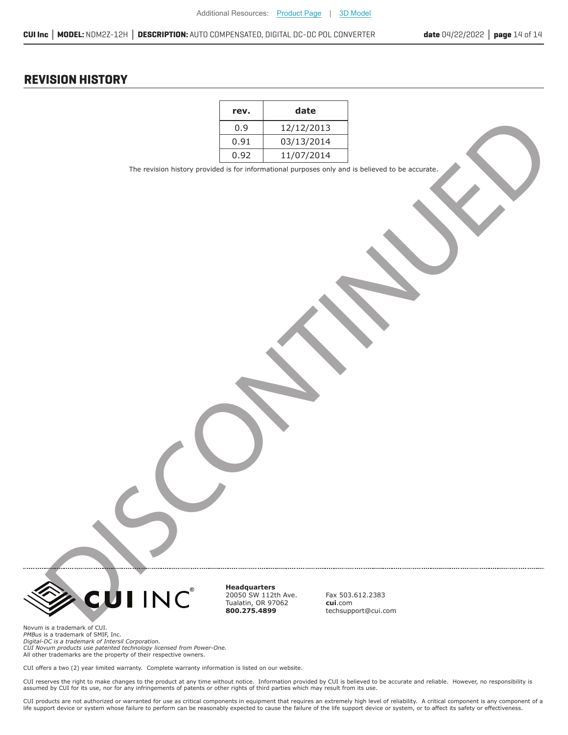## REVISION HISTORY

| rev. | date |
|---|---|
| 0.9 | 12/12/2013 |
| 0.91 | 03/13/2014 |
| 0.92 | 11/07/2014 |

The revision history provided is for informational purposes only and is believed to be accurate.

DISCONTINUED

**Headquarters**
20050 SW 112th Ave.
Tualatin, OR 97062
**800.275.4899**

Fax 503.612.2383
**cui**.com
techsupport@cui.com

Novum is a trademark of CUI.
*PMBus* is a trademark of SMIF, Inc.
*Digital-DC is a trademark of Intersil Corporation.*
*CUI Novum products use patented technology licensed from Power-One.*
All other trademarks are the property of their respective owners.

CUI offers a two (2) year limited warranty. Complete warranty information is listed on our website.

CUI reserves the right to make changes to the product at any time without notice. Information provided by CUI is believed to be accurate and reliable. However, no responsibility is assumed by CUI for its use, nor for any infringements of patents or other rights of third parties which may result from its use.

CUI products are not authorized or warranted for use as critical components in equipment that requires an extremely high level of reliability. A critical component is any component of a life support device or system whose failure to perform can be reasonably expected to cause the failure of the life support device or system, or to affect its safety or effectiveness.